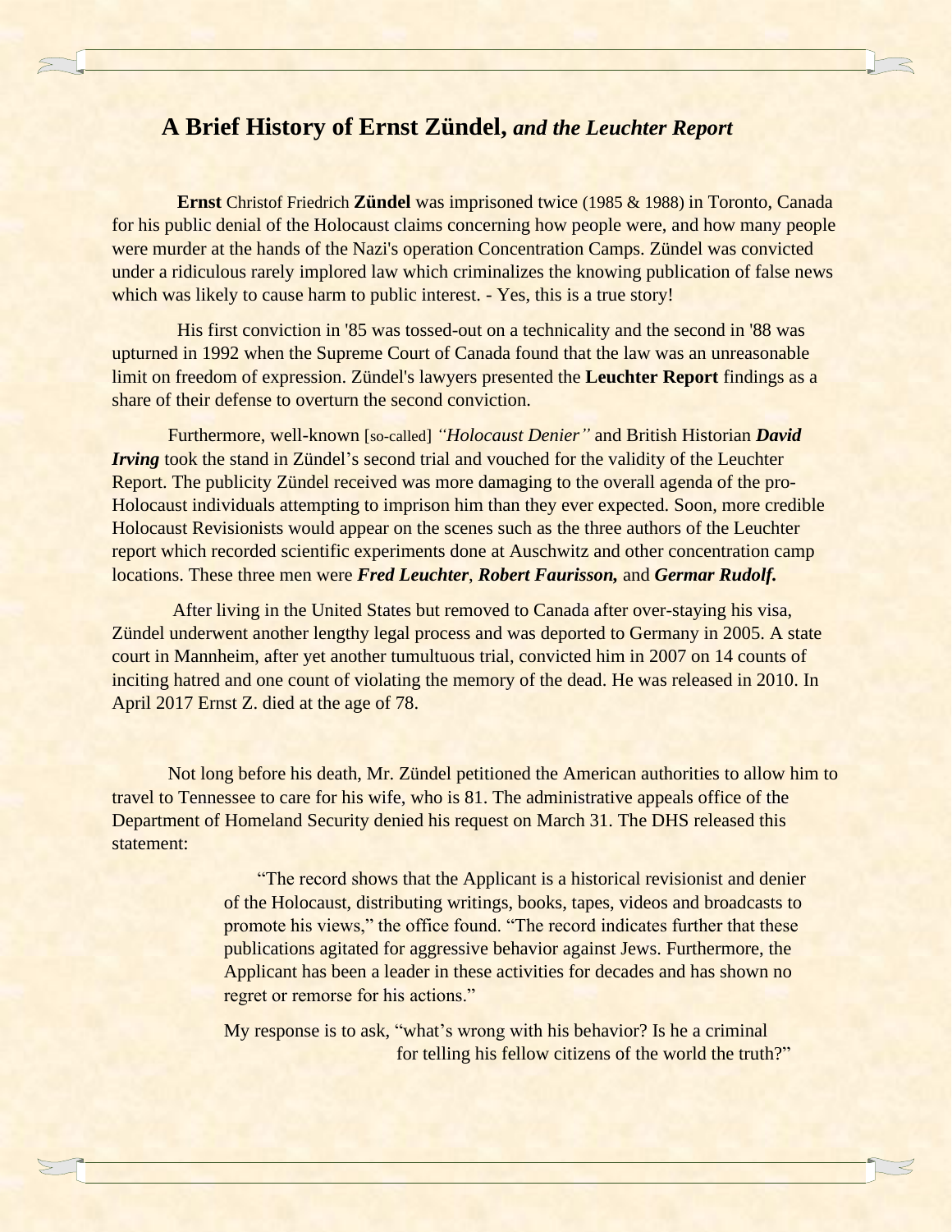# A Brief History of Ernst Zündel, *and the Leuchter Report*

**Ernst** Christof Friedrich **Zündel** was imprisoned twice (1985 & 1988) in Toronto, Canada for his public denial of the Holocaust claims concerning how people were, and how many people were murder at the hands of the Nazi's operation Concentration Camps. Zündel was convicted under a ridiculous rarely implored law which criminalizes the knowing publication of false news which was likely to cause harm to public interest. - Yes, this is a true story!

His first conviction in '85 was tossed-out on a technicality and the second in '88 was upturned in 1992 when the Supreme Court of Canada found that the law was an unreasonable limit on freedom of expression. Zündel's lawyers presented the **Leuchter Report** findings as a share of their defense to overturn the second conviction.

Furthermore, well-known [so-called] *"Holocaust Denier"* and British Historian ***David Irving*** took the stand in Zündel's second trial and vouched for the validity of the Leuchter Report. The publicity Zündel received was more damaging to the overall agenda of the pro-Holocaust individuals attempting to imprison him than they ever expected. Soon, more credible Holocaust Revisionists would appear on the scenes such as the three authors of the Leuchter report which recorded scientific experiments done at Auschwitz and other concentration camp locations. These three men were ***Fred Leuchter***, ***Robert Faurisson,*** and ***Germar Rudolf.***

After living in the United States but removed to Canada after over-staying his visa, Zündel underwent another lengthy legal process and was deported to Germany in 2005. A state court in Mannheim, after yet another tumultuous trial, convicted him in 2007 on 14 counts of inciting hatred and one count of violating the memory of the dead. He was released in 2010. In April 2017 Ernst Z. died at the age of 78.

Not long before his death, Mr. Zündel petitioned the American authorities to allow him to travel to Tennessee to care for his wife, who is 81. The administrative appeals office of the Department of Homeland Security denied his request on March 31. The DHS released this statement:

> "The record shows that the Applicant is a historical revisionist and denier of the Holocaust, distributing writings, books, tapes, videos and broadcasts to promote his views," the office found. "The record indicates further that these publications agitated for aggressive behavior against Jews. Furthermore, the Applicant has been a leader in these activities for decades and has shown no regret or remorse for his actions."
>
> My response is to ask, "what's wrong with his behavior? Is he a criminal for telling his fellow citizens of the world the truth?"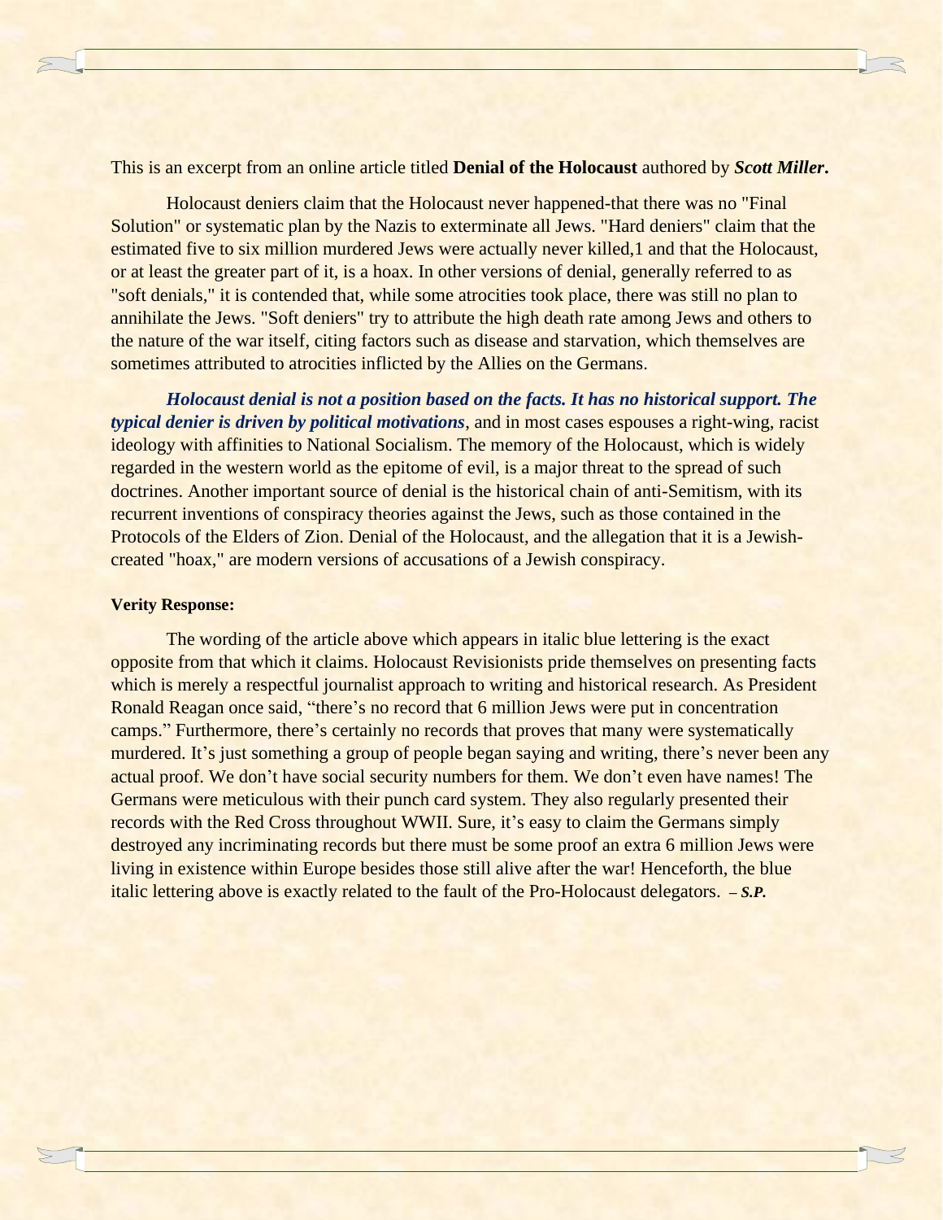This is an excerpt from an online article titled **Denial of the Holocaust** authored by ***Scott Miller*.**

Holocaust deniers claim that the Holocaust never happened-that there was no "Final Solution" or systematic plan by the Nazis to exterminate all Jews. "Hard deniers" claim that the estimated five to six million murdered Jews were actually never killed,1 and that the Holocaust, or at least the greater part of it, is a hoax. In other versions of denial, generally referred to as "soft denials," it is contended that, while some atrocities took place, there was still no plan to annihilate the Jews. "Soft deniers" try to attribute the high death rate among Jews and others to the nature of the war itself, citing factors such as disease and starvation, which themselves are sometimes attributed to atrocities inflicted by the Allies on the Germans.

***Holocaust denial is not a position based on the facts. It has no historical support. The typical denier is driven by political motivations***, and in most cases espouses a right-wing, racist ideology with affinities to National Socialism. The memory of the Holocaust, which is widely regarded in the western world as the epitome of evil, is a major threat to the spread of such doctrines. Another important source of denial is the historical chain of anti-Semitism, with its recurrent inventions of conspiracy theories against the Jews, such as those contained in the Protocols of the Elders of Zion. Denial of the Holocaust, and the allegation that it is a Jewish-created "hoax," are modern versions of accusations of a Jewish conspiracy.

**Verity Response:**

The wording of the article above which appears in italic blue lettering is the exact opposite from that which it claims. Holocaust Revisionists pride themselves on presenting facts which is merely a respectful journalist approach to writing and historical research. As President Ronald Reagan once said, "there's no record that 6 million Jews were put in concentration camps." Furthermore, there's certainly no records that proves that many were systematically murdered. It's just something a group of people began saying and writing, there's never been any actual proof. We don't have social security numbers for them. We don't even have names! The Germans were meticulous with their punch card system. They also regularly presented their records with the Red Cross throughout WWII. Sure, it's easy to claim the Germans simply destroyed any incriminating records but there must be some proof an extra 6 million Jews were living in existence within Europe besides those still alive after the war! Henceforth, the blue italic lettering above is exactly related to the fault of the Pro-Holocaust delegators. ***– S.P.***